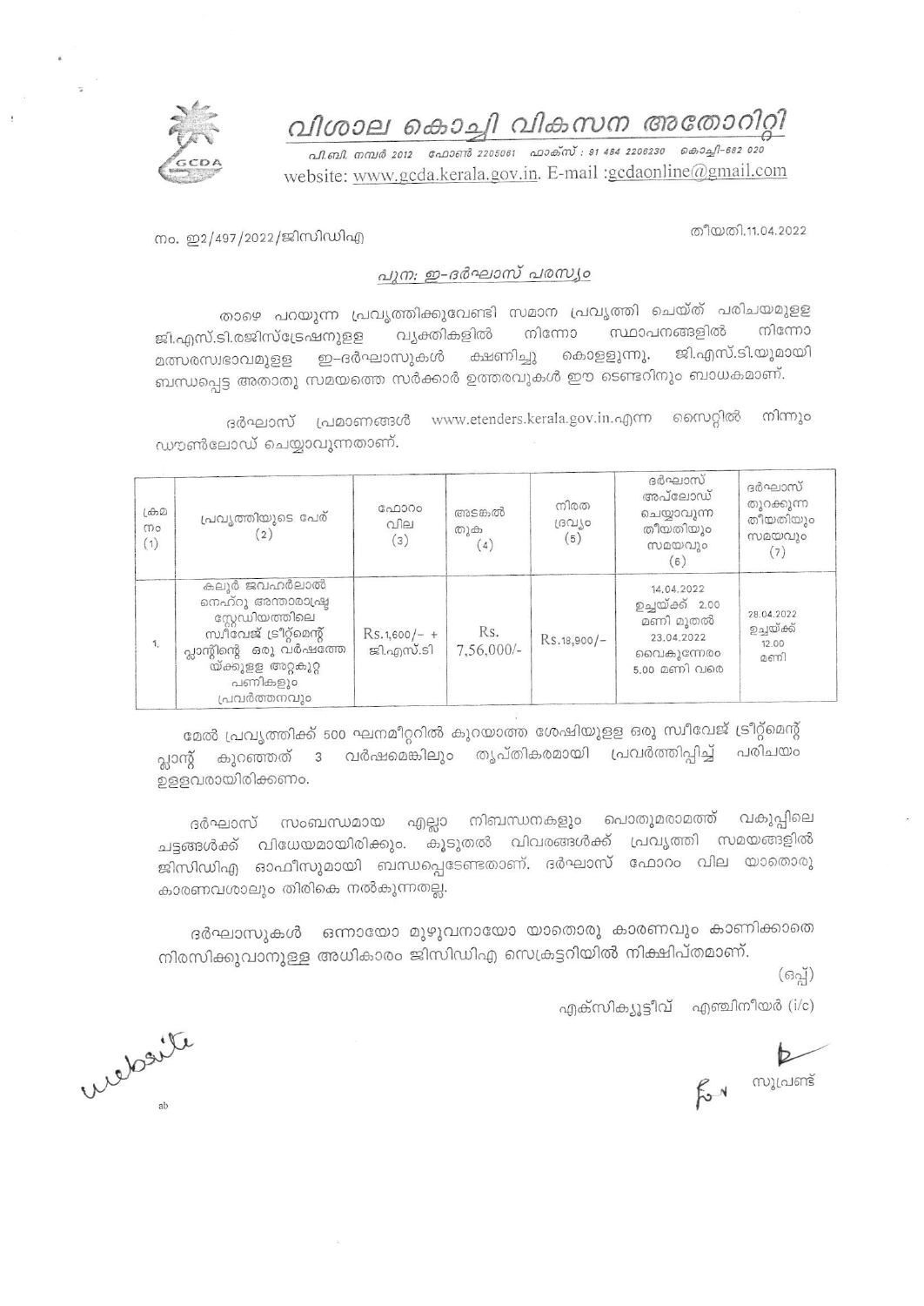# വിശാല കൊച്ചി വികസന അതോറിറ്റി

പി.ബി. നമ്പർ 2012 ഫോൺ 2205061 ഫാക്സ് : 91 484 2206230 കൊച്ചി-682 020
website: www.gcda.kerala.gov.in. E-mail :gcdaonline@gmail.com

നം. ഇ2/497/2022/ജിസിഡിഎ

തീയതി.11.04.2022

## പുന: ഇ-ദർഘാസ് പരസ്യം

താഴെ പറയുന്ന പ്രവൃത്തിക്കുവേണ്ടി സമാന പ്രവൃത്തി ചെയ്ത് പരിചയമുളള ജി.എസ്.ടി.രജിസ്ട്രേഷനുളള വ്യക്തികളിൽ നിന്നോ സ്ഥാപനങ്ങളിൽ നിന്നോ മത്സരസ്വഭാവമുളള ഇ-ദർഘാസുകൾ ക്ഷണിച്ചു കൊളളുന്നു. ജി.എസ്.ടി.യുമായി ബന്ധപ്പെട്ട അതാതു സമയത്തെ സർക്കാർ ഉത്തരവുകൾ ഈ ടെണ്ടറിനും ബാധകമാണ്.

ദർഘാസ് പ്രമാണങ്ങൾ www.etenders.kerala.gov.in.എന്ന സൈറ്റിൽ നിന്നും ഡൗൺലോഡ് ചെയ്യാവുന്നതാണ്.

| ക്രമ നം (1) | പ്രവൃത്തിയുടെ പേര് (2) | ഫോറം വില (3) | അടങ്കൽ തുക (4) | നിരത ദ്രവ്യം (5) | ദർഘാസ് അപ്ലോഡ് ചെയ്യാവുന്ന തീയതിയും സമയവും (6) | ദർഘാസ് തുറക്കുന്ന തീയതിയും സമയവും (7) |
|---|---|---|---|---|---|---|
| 1. | കലൂർ ജവഹർലാൽ നെഹ്റു അന്താരാഷ്ട്ര സ്റ്റേഡിയത്തിലെ സ്വീവേജ് ട്രീറ്റ്മെന്റ് പ്ലാന്റിന്റെ ഒരു വർഷത്തേയ്ക്കുളള അറ്റകുറ്റ പണികളും പ്രവർത്തനവും | Rs.1,600/- + ജി.എസ്.ടി | Rs. 7,56,000/- | Rs.18,900/- | 14.04.2022 ഉച്ചയ്ക്ക് 2.00 മണി മുതൽ 23.04.2022 വൈകുന്നേരം 5.00 മണി വരെ | 28.04.2022 ഉച്ചയ്ക്ക് 12.00 മണി |

മേൽ പ്രവൃത്തിക്ക് 500 ഘനമീറ്ററിൽ കുറയാത്ത ശേഷിയുളള ഒരു സ്വീവേജ് ട്രീറ്റ്മെന്റ് പ്ലാന്റ് കുറഞ്ഞത് 3 വർഷമെങ്കിലും തൃപ്തികരമായി പ്രവർത്തിപ്പിച്ച് പരിചയം ഉളളവരായിരിക്കണം.

ദർഘാസ് സംബന്ധമായ എല്ലാ നിബന്ധനകളും പൊതുമരാമത്ത് വകുപ്പിലെ ചട്ടങ്ങൾക്ക് വിധേയമായിരിക്കും. കൂടുതൽ വിവരങ്ങൾക്ക് പ്രവൃത്തി സമയങ്ങളിൽ ജിസിഡിഎ ഓഫീസുമായി ബന്ധപ്പെടേണ്ടതാണ്. ദർഘാസ് ഫോറം വില യാതൊരു കാരണവശാലും തിരികെ നൽകുന്നതല്ല.

ദർഘാസുകൾ ഒന്നായോ മുഴുവനായോ യാതൊരു കാരണവും കാണിക്കാതെ നിരസിക്കുവാനുളള അധികാരം ജിസിഡിഎ സെക്രട്ടറിയിൽ നിക്ഷിപ്തമാണ്.

(ഒപ്പ്)

എക്സിക്യൂട്ടീവ് എഞ്ചിനീയർ (i/c)

website

ab

സൂപ്രണ്ട്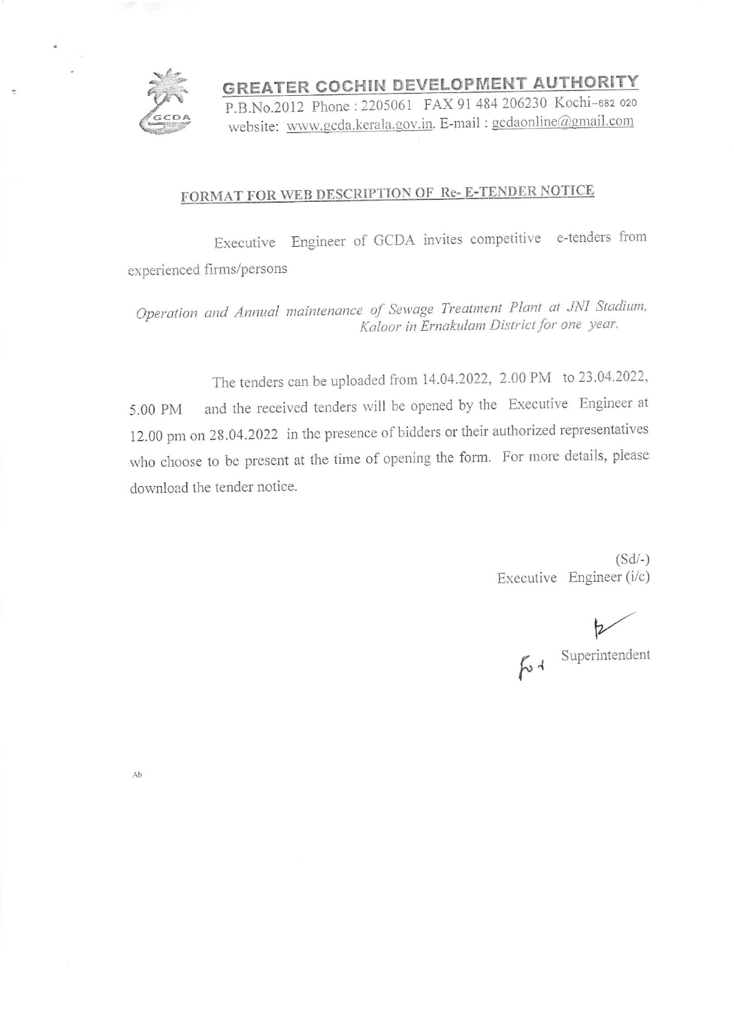## GREATER COCHIN DEVELOPMENT AUTHORITY

P.B.No.2012 Phone : 2205061 FAX 91 484 206230 Kochi-682 020
website: www.gcda.kerala.gov.in. E-mail : gcdaonline@gmail.com

### FORMAT FOR WEB DESCRIPTION OF Re- E-TENDER NOTICE

Executive Engineer of GCDA invites competitive e-tenders from experienced firms/persons

*Operation and Annual maintenance of Sewage Treatment Plant at JNI Stadium, Kaloor in Ernakulam District for one year.*

The tenders can be uploaded from 14.04.2022, 2.00 PM to 23.04.2022, 5.00 PM and the received tenders will be opened by the Executive Engineer at 12.00 pm on 28.04.2022 in the presence of bidders or their authorized representatives who choose to be present at the time of opening the form. For more details, please download the tender notice.

(Sd/-)
Executive Engineer (i/c)

For Superintendent

Ab